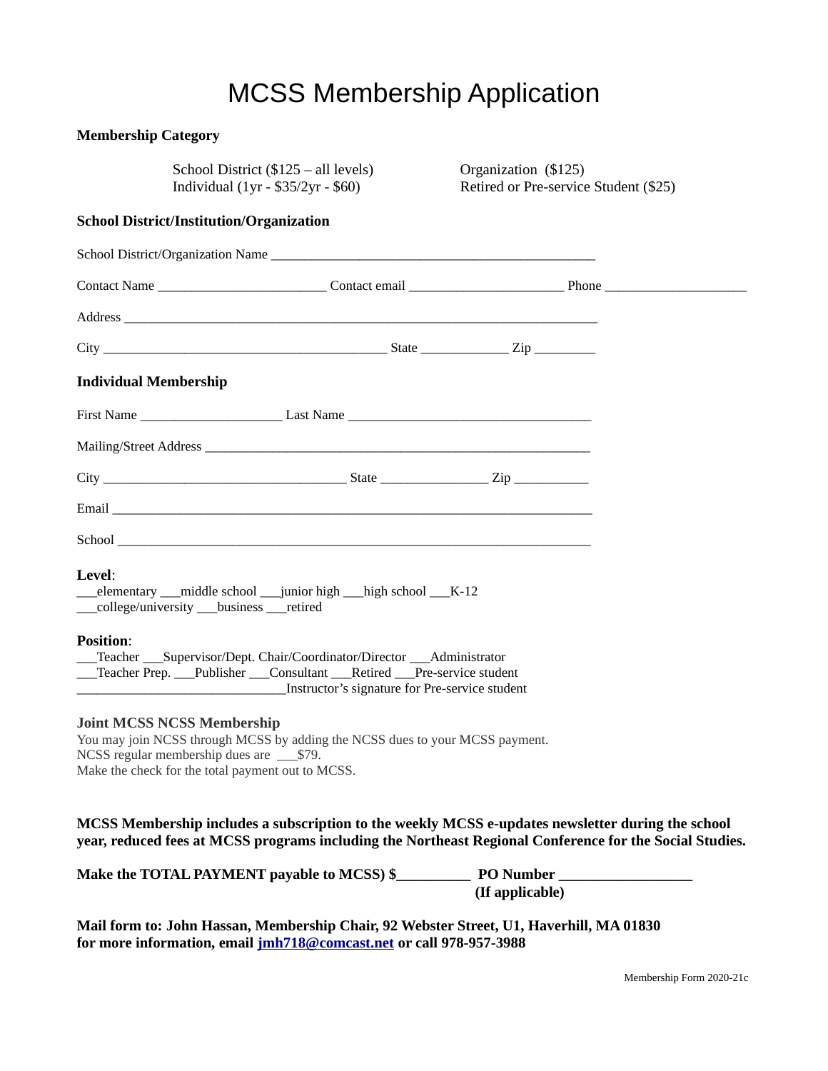# MCSS Membership Application

**Membership Category**

School District ($125 – all levels)
Individual (1yr - $35/2yr - $60)
Organization ($125)
Retired or Pre-service Student ($25)

**School District/Institution/Organization**

School District/Organization Name ________________________________________________

Contact Name ________________________ Contact email ______________________ Phone ____________________

Address ______________________________________________________________________

City ________________________________________ State _____________ Zip ________

**Individual Membership**

First Name ____________________ Last Name ___________________________________

Mailing/Street Address ________________________________________________________

City ___________________________________ State _______________ Zip ___________

Email ________________________________________________________________________

School _______________________________________________________________________

**Level**:
___elementary ___middle school ___junior high ___high school ___K-12
___college/university ___business ___retired

**Position**:
___Teacher ___Supervisor/Dept. Chair/Coordinator/Director ___Administrator
___Teacher Prep. ___Publisher ___Consultant ___Retired ___Pre-service student
_____________________________Instructor's signature for Pre-service student

**Joint MCSS NCSS Membership**
You may join NCSS through MCSS by adding the NCSS dues to your MCSS payment.
NCSS regular membership dues are ___$79.
Make the check for the total payment out to MCSS.

**MCSS Membership includes a subscription to the weekly MCSS e-updates newsletter during the school year, reduced fees at MCSS programs including the Northeast Regional Conference for the Social Studies.**

**Make the TOTAL PAYMENT payable to MCSS) $__________ PO Number __________________**
**(If applicable)**

**Mail form to: John Hassan, Membership Chair, 92 Webster Street, U1, Haverhill, MA 01830**
**for more information, email jmh718@comcast.net or call 978-957-3988**

Membership Form 2020-21c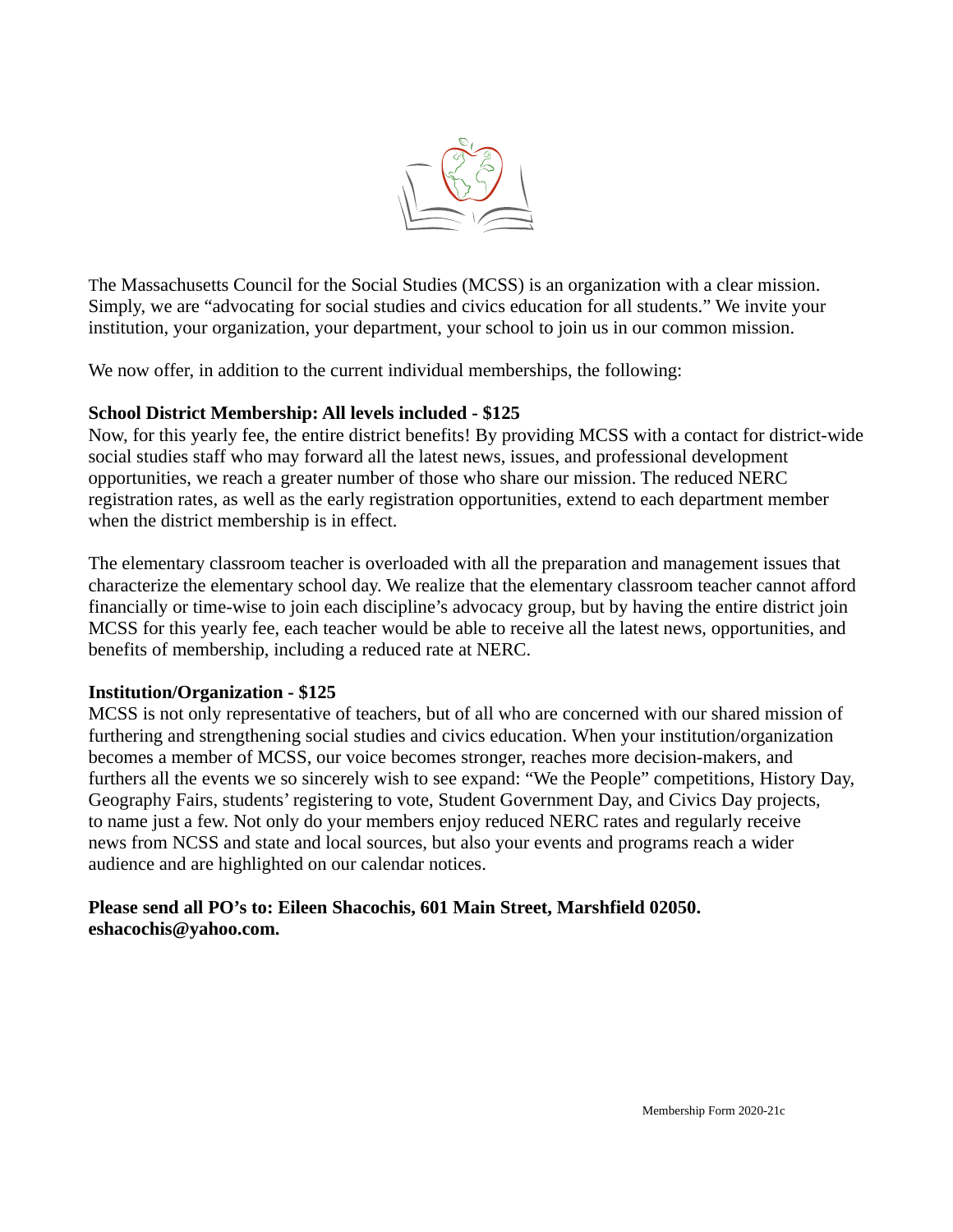The Massachusetts Council for the Social Studies (MCSS) is an organization with a clear mission. Simply, we are "advocating for social studies and civics education for all students." We invite your institution, your organization, your department, your school to join us in our common mission.

We now offer, in addition to the current individual memberships, the following:

**School District Membership: All levels included - $125**
Now, for this yearly fee, the entire district benefits! By providing MCSS with a contact for district-wide social studies staff who may forward all the latest news, issues, and professional development opportunities, we reach a greater number of those who share our mission. The reduced NERC registration rates, as well as the early registration opportunities, extend to each department member when the district membership is in effect.

The elementary classroom teacher is overloaded with all the preparation and management issues that characterize the elementary school day. We realize that the elementary classroom teacher cannot afford financially or time-wise to join each discipline's advocacy group, but by having the entire district join MCSS for this yearly fee, each teacher would be able to receive all the latest news, opportunities, and benefits of membership, including a reduced rate at NERC.

**Institution/Organization - $125**
MCSS is not only representative of teachers, but of all who are concerned with our shared mission of furthering and strengthening social studies and civics education. When your institution/organization becomes a member of MCSS, our voice becomes stronger, reaches more decision-makers, and furthers all the events we so sincerely wish to see expand: "We the People" competitions, History Day, Geography Fairs, students' registering to vote, Student Government Day, and Civics Day projects, to name just a few. Not only do your members enjoy reduced NERC rates and regularly receive news from NCSS and state and local sources, but also your events and programs reach a wider audience and are highlighted on our calendar notices.

**Please send all PO's to: Eileen Shacochis, 601 Main Street, Marshfield 02050. eshacochis@yahoo.com.**

Membership Form 2020-21c